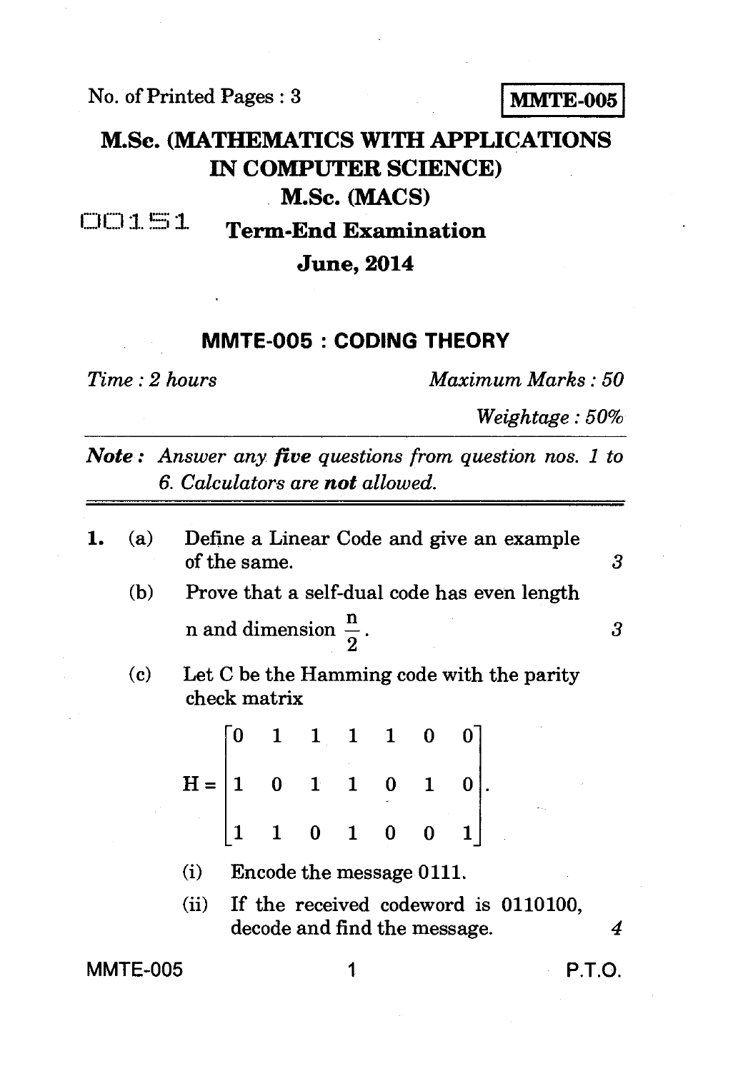No. of Printed Pages : 3

**MMTE-005**

# M.Sc. (MATHEMATICS WITH APPLICATIONS IN COMPUTER SCIENCE)

## M.Sc. (MACS)

00151

## Term-End Examination

## June, 2014

### MMTE-005 : CODING THEORY

*Time : 2 hours* *Maximum Marks : 50*

*Weightage : 50%*

***Note :** Answer any **five** questions from question nos. 1 to 6. Calculators are **not** allowed.*

---

1. (a) Define a Linear Code and give an example of the same. 3

   (b) Prove that a self-dual code has even length n and dimension $\frac{n}{2}$. 3

   (c) Let C be the Hamming code with the parity check matrix

   $$H = \begin{bmatrix} 0 & 1 & 1 & 1 & 1 & 0 & 0 \\ 1 & 0 & 1 & 1 & 0 & 1 & 0 \\ 1 & 1 & 0 & 1 & 0 & 0 & 1 \end{bmatrix}.$$

   (i) Encode the message 0111.

   (ii) If the received codeword is 0110100, decode and find the message. 4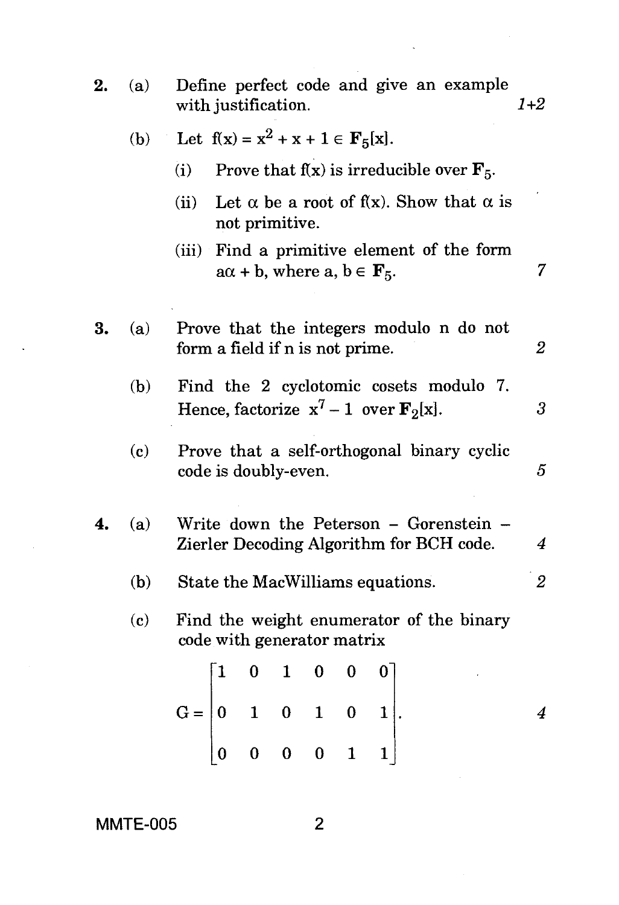2. (a) Define perfect code and give an example with justification. *1+2*

   (b) Let $f(x) = x^2 + x + 1 \in \mathbf{F}_5[x]$.

   (i) Prove that $f(x)$ is irreducible over $\mathbf{F}_5$.

   (ii) Let $\alpha$ be a root of $f(x)$. Show that $\alpha$ is not primitive.

   (iii) Find a primitive element of the form $a\alpha + b$, where $a, b \in \mathbf{F}_5$. *7*

3. (a) Prove that the integers modulo n do not form a field if n is not prime. *2*

   (b) Find the 2 cyclotomic cosets modulo 7. Hence, factorize $x^7 - 1$ over $\mathbf{F}_2[x]$. *3*

   (c) Prove that a self-orthogonal binary cyclic code is doubly-even. *5*

4. (a) Write down the Peterson – Gorenstein – Zierler Decoding Algorithm for BCH code. *4*

   (b) State the MacWilliams equations. *2*

   (c) Find the weight enumerator of the binary code with generator matrix

$$G = \begin{bmatrix} 1 & 0 & 1 & 0 & 0 & 0 \\ 0 & 1 & 0 & 1 & 0 & 1 \\ 0 & 0 & 0 & 0 & 1 & 1 \end{bmatrix}.$$

*4*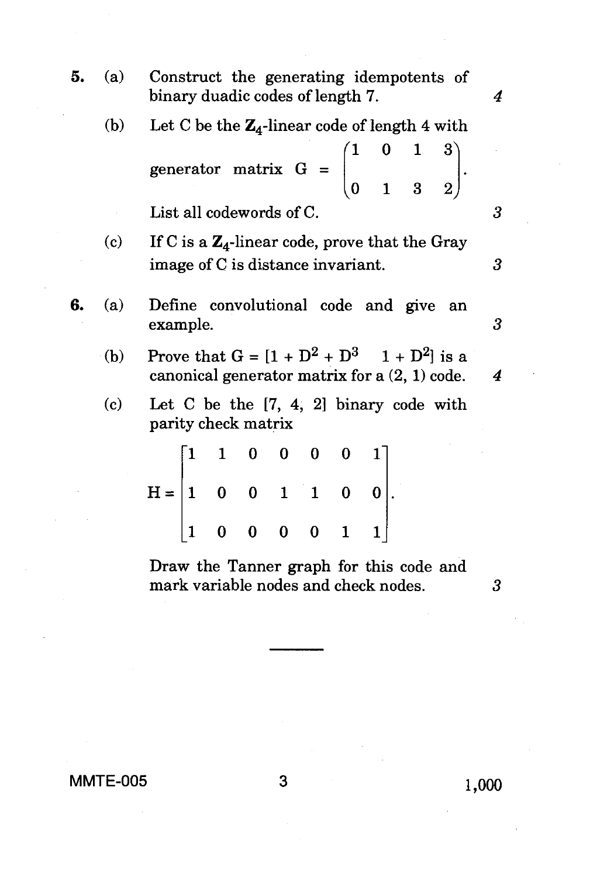5. (a) Construct the generating idempotents of binary duadic codes of length 7. 4

   (b) Let C be the $\mathbf{Z}_4$-linear code of length 4 with generator matrix $G = \begin{pmatrix} 1 & 0 & 1 & 3 \\ 0 & 1 & 3 & 2 \end{pmatrix}$.

   List all codewords of C. 3

   (c) If C is a $\mathbf{Z}_4$-linear code, prove that the Gray image of C is distance invariant. 3

6. (a) Define convolutional code and give an example. 3

   (b) Prove that $G = [1 + D^2 + D^3 \quad 1 + D^2]$ is a canonical generator matrix for a (2, 1) code. 4

   (c) Let C be the [7, 4, 2] binary code with parity check matrix

$$H = \begin{bmatrix} 1 & 1 & 0 & 0 & 0 & 0 & 1 \\ 1 & 0 & 0 & 1 & 1 & 0 & 0 \\ 1 & 0 & 0 & 0 & 0 & 1 & 1 \end{bmatrix}.$$

   Draw the Tanner graph for this code and mark variable nodes and check nodes. 3